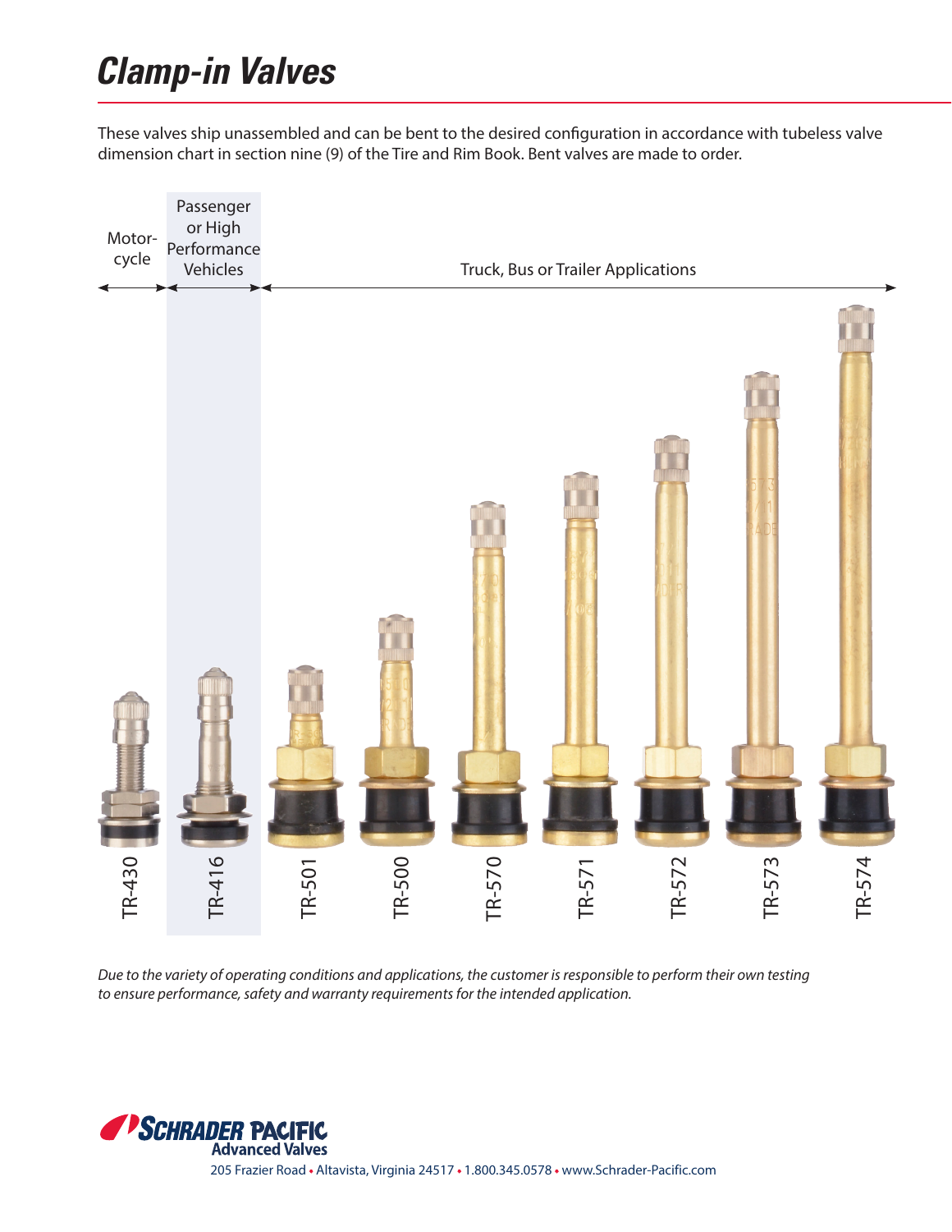# Clamp-in Valves

These valves ship unassembled and can be bent to the desired configuration in accordance with tubeless valve dimension chart in section nine (9) of the Tire and Rim Book. Bent valves are made to order.

| Motorcycle | Passenger or High Performance Vehicles | Truck, Bus or Trailer Applications | | | | | | |
|---|---|---|---|---|---|---|---|---|
| TR-430 | TR-416 | TR-501 | TR-500 | TR-570 | TR-571 | TR-572 | TR-573 | TR-574 |

*Due to the variety of operating conditions and applications, the customer is responsible to perform their own testing to ensure performance, safety and warranty requirements for the intended application.*

**SCHRADER PACIFIC**
**Advanced Valves**

205 Frazier Road • Altavista, Virginia 24517 • 1.800.345.0578 • www.Schrader-Pacific.com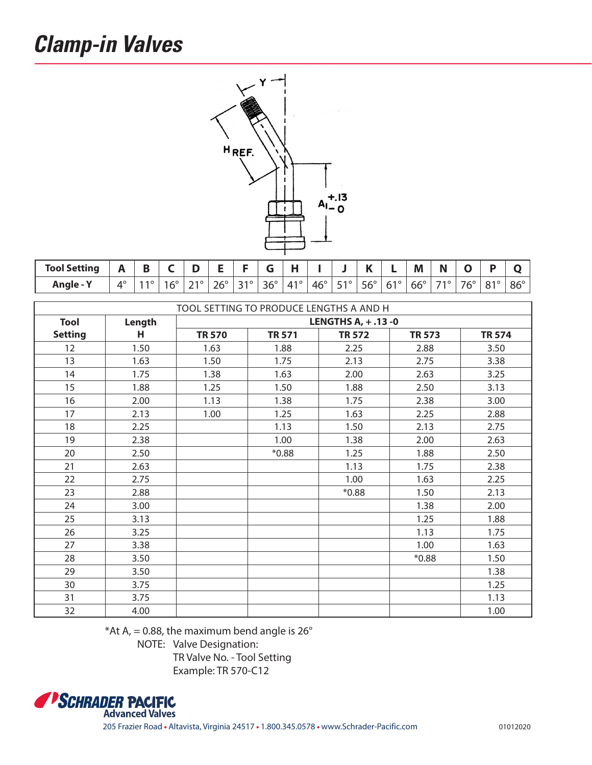# Clamp-in Valves

Y

H REF.

$A_{-0}^{+.13}$

| Tool Setting | A | B | C | D | E | F | G | H | I | J | K | L | M | N | O | P | Q |
|---|---|---|---|---|---|---|---|---|---|---|---|---|---|---|---|---|---|
| Angle - Y | 4° | 11° | 16° | 21° | 26° | 31° | 36° | 41° | 46° | 51° | 56° | 61° | 66° | 71° | 76° | 81° | 86° |

| TOOL SETTING TO PRODUCE LENGTHS A AND H | | | | | | |
|---|---|---|---|---|---|---|
| **Tool Setting** | **Length H** | **LENGTHS A, + .13 -0** | | | | |
| | | **TR 570** | **TR 571** | **TR 572** | **TR 573** | **TR 574** |
| 12 | 1.50 | 1.63 | 1.88 | 2.25 | 2.88 | 3.50 |
| 13 | 1.63 | 1.50 | 1.75 | 2.13 | 2.75 | 3.38 |
| 14 | 1.75 | 1.38 | 1.63 | 2.00 | 2.63 | 3.25 |
| 15 | 1.88 | 1.25 | 1.50 | 1.88 | 2.50 | 3.13 |
| 16 | 2.00 | 1.13 | 1.38 | 1.75 | 2.38 | 3.00 |
| 17 | 2.13 | 1.00 | 1.25 | 1.63 | 2.25 | 2.88 |
| 18 | 2.25 | | 1.13 | 1.50 | 2.13 | 2.75 |
| 19 | 2.38 | | 1.00 | 1.38 | 2.00 | 2.63 |
| 20 | 2.50 | | *0.88 | 1.25 | 1.88 | 2.50 |
| 21 | 2.63 | | | 1.13 | 1.75 | 2.38 |
| 22 | 2.75 | | | 1.00 | 1.63 | 2.25 |
| 23 | 2.88 | | | *0.88 | 1.50 | 2.13 |
| 24 | 3.00 | | | | 1.38 | 2.00 |
| 25 | 3.13 | | | | 1.25 | 1.88 |
| 26 | 3.25 | | | | 1.13 | 1.75 |
| 27 | 3.38 | | | | 1.00 | 1.63 |
| 28 | 3.50 | | | | *0.88 | 1.50 |
| 29 | 3.50 | | | | | 1.38 |
| 30 | 3.75 | | | | | 1.25 |
| 31 | 3.75 | | | | | 1.13 |
| 32 | 4.00 | | | | | 1.00 |

*At A, = 0.88, the maximum bend angle is 26°

NOTE: Valve Designation:
TR Valve No. - Tool Setting
Example: TR 570-C12

**SCHRADER PACIFIC**
**Advanced Valves**

205 Frazier Road • Altavista, Virginia 24517 • 1.800.345.0578 • www.Schrader-Pacific.com

01012020